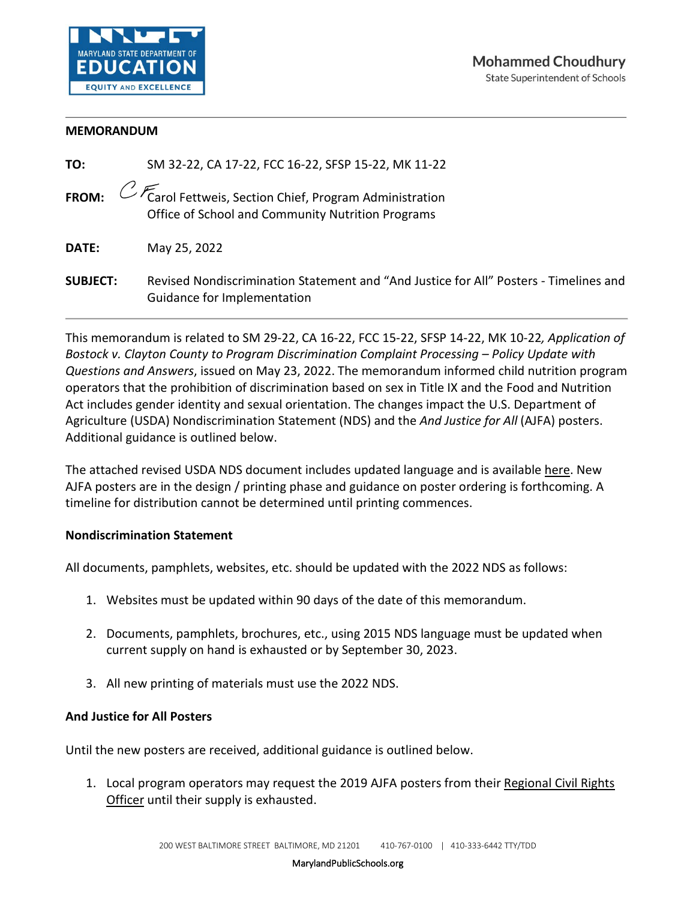MARYLAND STATE DEPARTMENT OF EDUCATION
EQUITY AND EXCELLENCE

**Mohammed Choudhury**
State Superintendent of Schools

**MEMORANDUM**

**TO:** SM 32-22, CA 17-22, FCC 16-22, SFSP 15-22, MK 11-22

**FROM:** Carol Fettweis, Section Chief, Program Administration
Office of School and Community Nutrition Programs

**DATE:** May 25, 2022

**SUBJECT:** Revised Nondiscrimination Statement and "And Justice for All" Posters - Timelines and Guidance for Implementation

This memorandum is related to SM 29-22, CA 16-22, FCC 15-22, SFSP 14-22, MK 10-22*, Application of Bostock v. Clayton County to Program Discrimination Complaint Processing – Policy Update with Questions and Answers*, issued on May 23, 2022. The memorandum informed child nutrition program operators that the prohibition of discrimination based on sex in Title IX and the Food and Nutrition Act includes gender identity and sexual orientation. The changes impact the U.S. Department of Agriculture (USDA) Nondiscrimination Statement (NDS) and the *And Justice for All* (AJFA) posters. Additional guidance is outlined below.

The attached revised USDA NDS document includes updated language and is available here. New AJFA posters are in the design / printing phase and guidance on poster ordering is forthcoming. A timeline for distribution cannot be determined until printing commences.

**Nondiscrimination Statement**

All documents, pamphlets, websites, etc. should be updated with the 2022 NDS as follows:

1. Websites must be updated within 90 days of the date of this memorandum.
2. Documents, pamphlets, brochures, etc., using 2015 NDS language must be updated when current supply on hand is exhausted or by September 30, 2023.
3. All new printing of materials must use the 2022 NDS.

**And Justice for All Posters**

Until the new posters are received, additional guidance is outlined below.

1. Local program operators may request the 2019 AJFA posters from their Regional Civil Rights Officer until their supply is exhausted.

200 WEST BALTIMORE STREET BALTIMORE, MD 21201 410-767-0100 | 410-333-6442 TTY/TDD
MarylandPublicSchools.org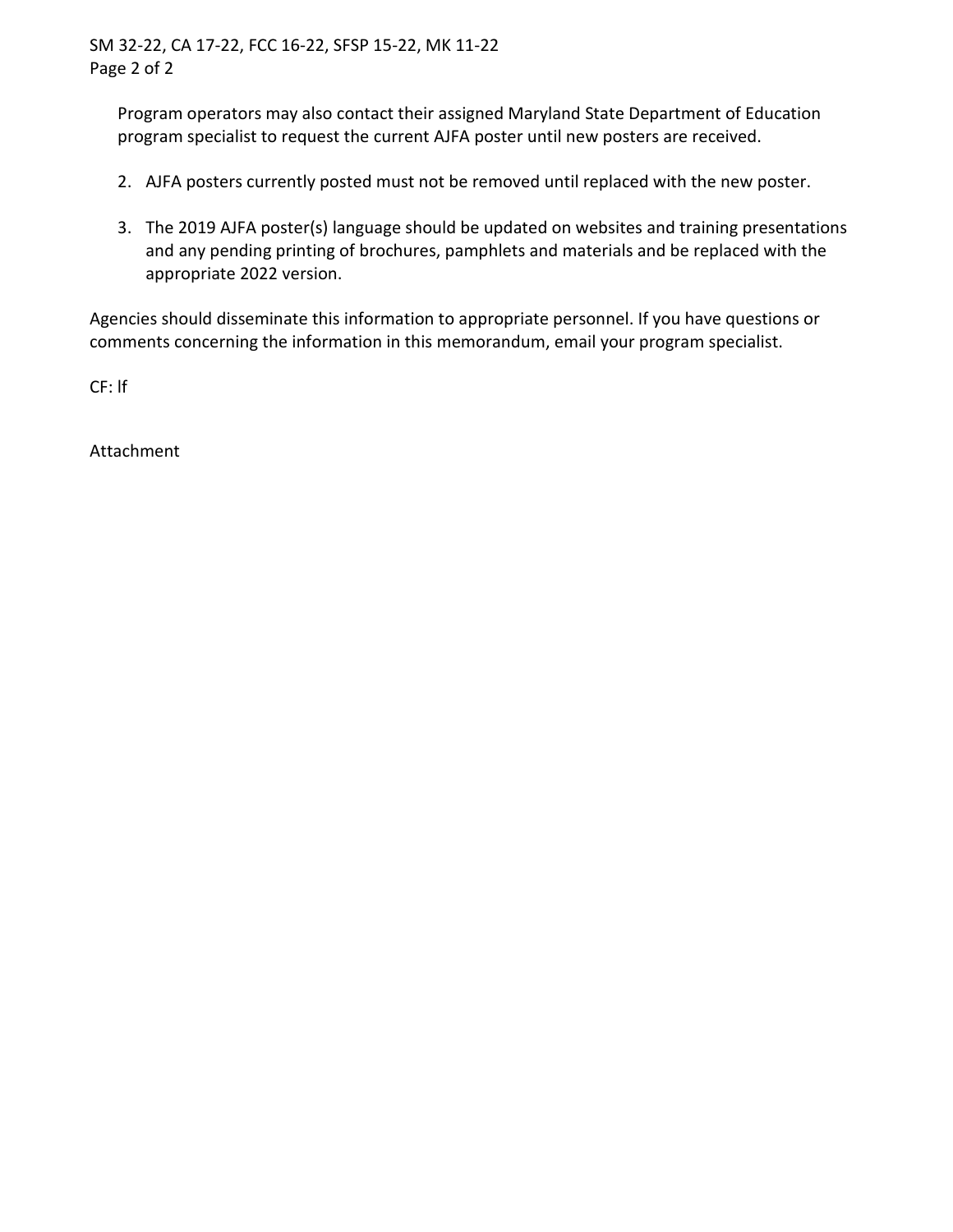Program operators may also contact their assigned Maryland State Department of Education program specialist to request the current AJFA poster until new posters are received.

2. AJFA posters currently posted must not be removed until replaced with the new poster.

3. The 2019 AJFA poster(s) language should be updated on websites and training presentations and any pending printing of brochures, pamphlets and materials and be replaced with the appropriate 2022 version.

Agencies should disseminate this information to appropriate personnel. If you have questions or comments concerning the information in this memorandum, email your program specialist.

CF: lf

Attachment